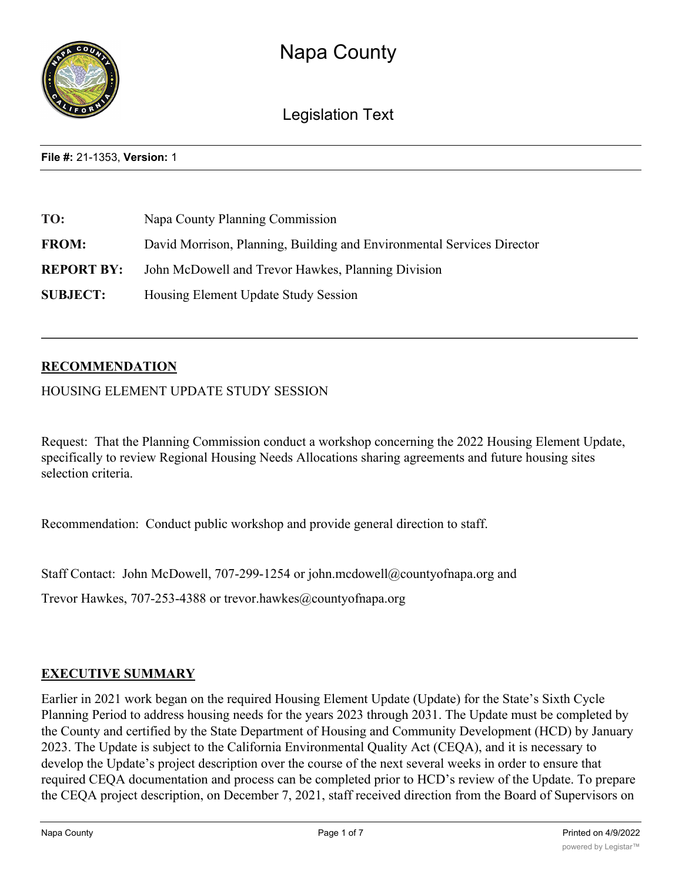# Napa County

## Legislation Text

**File #:** 21-1353, **Version:** 1

| | |
|---|---|
| **TO:** | Napa County Planning Commission |
| **FROM:** | David Morrison, Planning, Building and Environmental Services Director |
| **REPORT BY:** | John McDowell and Trevor Hawkes, Planning Division |
| **SUBJECT:** | Housing Element Update Study Session |

**RECOMMENDATION**

HOUSING ELEMENT UPDATE STUDY SESSION

Request: That the Planning Commission conduct a workshop concerning the 2022 Housing Element Update, specifically to review Regional Housing Needs Allocations sharing agreements and future housing sites selection criteria.

Recommendation: Conduct public workshop and provide general direction to staff.

Staff Contact: John McDowell, 707-299-1254 or john.mcdowell@countyofnapa.org and

Trevor Hawkes, 707-253-4388 or trevor.hawkes@countyofnapa.org

**EXECUTIVE SUMMARY**

Earlier in 2021 work began on the required Housing Element Update (Update) for the State's Sixth Cycle Planning Period to address housing needs for the years 2023 through 2031. The Update must be completed by the County and certified by the State Department of Housing and Community Development (HCD) by January 2023. The Update is subject to the California Environmental Quality Act (CEQA), and it is necessary to develop the Update's project description over the course of the next several weeks in order to ensure that required CEQA documentation and process can be completed prior to HCD's review of the Update. To prepare the CEQA project description, on December 7, 2021, staff received direction from the Board of Supervisors on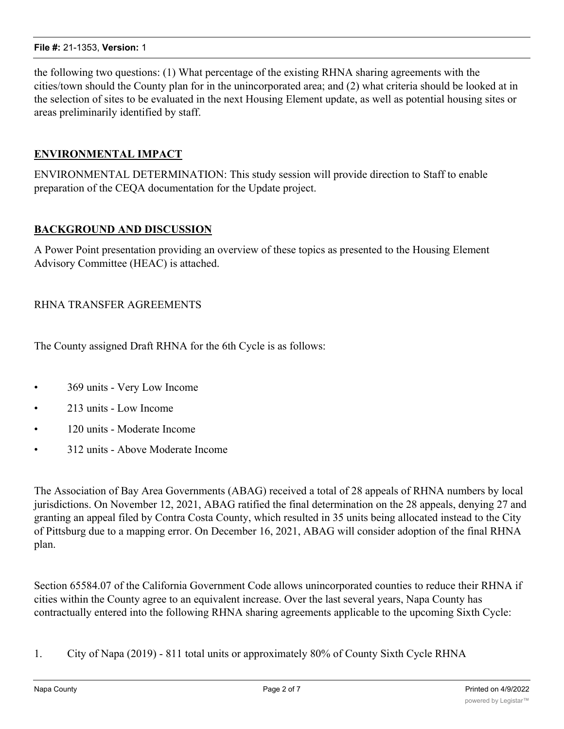the following two questions: (1) What percentage of the existing RHNA sharing agreements with the cities/town should the County plan for in the unincorporated area; and (2) what criteria should be looked at in the selection of sites to be evaluated in the next Housing Element update, as well as potential housing sites or areas preliminarily identified by staff.

## ENVIRONMENTAL IMPACT

ENVIRONMENTAL DETERMINATION: This study session will provide direction to Staff to enable preparation of the CEQA documentation for the Update project.

## BACKGROUND AND DISCUSSION

A Power Point presentation providing an overview of these topics as presented to the Housing Element Advisory Committee (HEAC) is attached.

RHNA TRANSFER AGREEMENTS

The County assigned Draft RHNA for the 6th Cycle is as follows:

- 369 units - Very Low Income
- 213 units - Low Income
- 120 units - Moderate Income
- 312 units - Above Moderate Income

The Association of Bay Area Governments (ABAG) received a total of 28 appeals of RHNA numbers by local jurisdictions. On November 12, 2021, ABAG ratified the final determination on the 28 appeals, denying 27 and granting an appeal filed by Contra Costa County, which resulted in 35 units being allocated instead to the City of Pittsburg due to a mapping error. On December 16, 2021, ABAG will consider adoption of the final RHNA plan.

Section 65584.07 of the California Government Code allows unincorporated counties to reduce their RHNA if cities within the County agree to an equivalent increase. Over the last several years, Napa County has contractually entered into the following RHNA sharing agreements applicable to the upcoming Sixth Cycle:

1. City of Napa (2019) - 811 total units or approximately 80% of County Sixth Cycle RHNA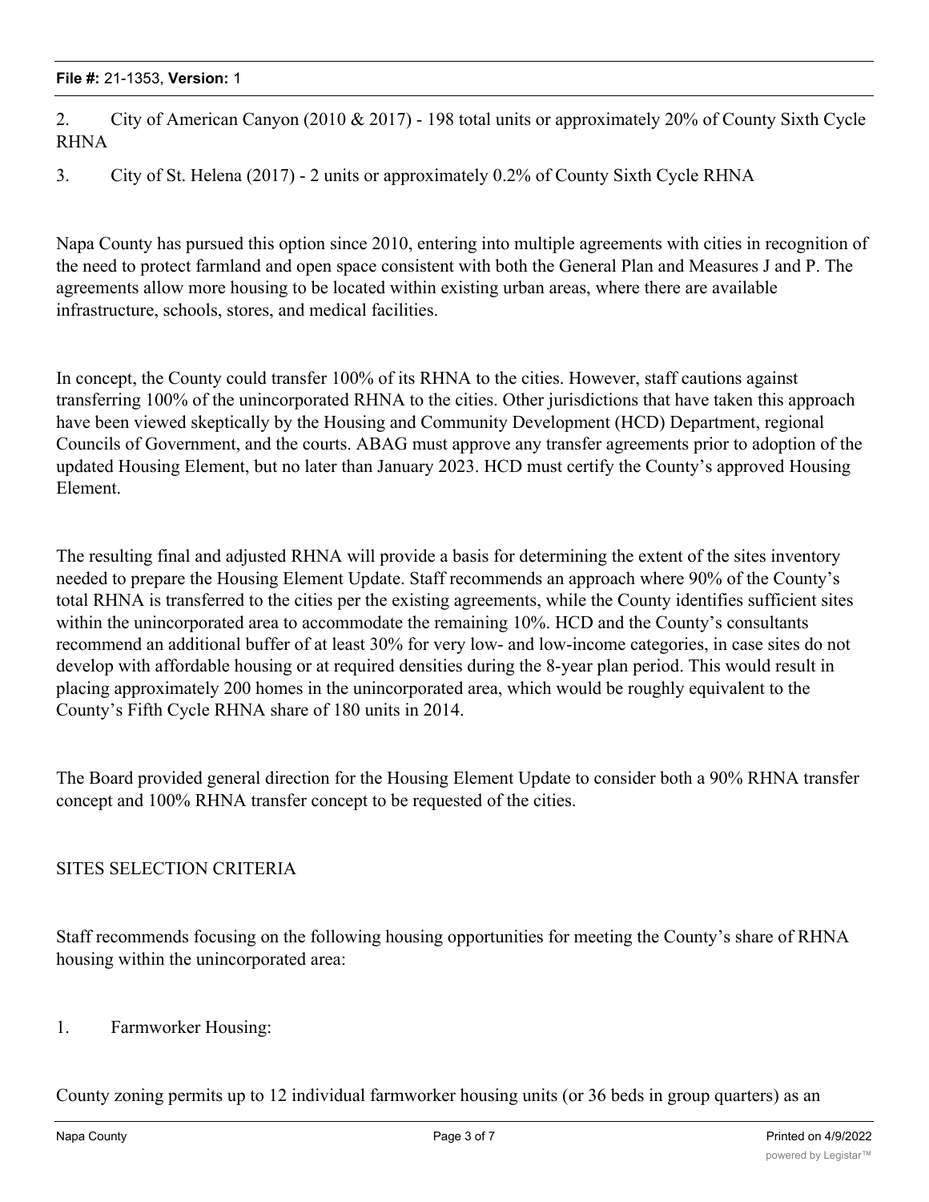2. City of American Canyon (2010 & 2017) - 198 total units or approximately 20% of County Sixth Cycle RHNA

3. City of St. Helena (2017) - 2 units or approximately 0.2% of County Sixth Cycle RHNA

Napa County has pursued this option since 2010, entering into multiple agreements with cities in recognition of the need to protect farmland and open space consistent with both the General Plan and Measures J and P. The agreements allow more housing to be located within existing urban areas, where there are available infrastructure, schools, stores, and medical facilities.

In concept, the County could transfer 100% of its RHNA to the cities. However, staff cautions against transferring 100% of the unincorporated RHNA to the cities. Other jurisdictions that have taken this approach have been viewed skeptically by the Housing and Community Development (HCD) Department, regional Councils of Government, and the courts. ABAG must approve any transfer agreements prior to adoption of the updated Housing Element, but no later than January 2023. HCD must certify the County's approved Housing Element.

The resulting final and adjusted RHNA will provide a basis for determining the extent of the sites inventory needed to prepare the Housing Element Update. Staff recommends an approach where 90% of the County's total RHNA is transferred to the cities per the existing agreements, while the County identifies sufficient sites within the unincorporated area to accommodate the remaining 10%. HCD and the County's consultants recommend an additional buffer of at least 30% for very low- and low-income categories, in case sites do not develop with affordable housing or at required densities during the 8-year plan period. This would result in placing approximately 200 homes in the unincorporated area, which would be roughly equivalent to the County's Fifth Cycle RHNA share of 180 units in 2014.

The Board provided general direction for the Housing Element Update to consider both a 90% RHNA transfer concept and 100% RHNA transfer concept to be requested of the cities.

SITES SELECTION CRITERIA

Staff recommends focusing on the following housing opportunities for meeting the County's share of RHNA housing within the unincorporated area:

1. Farmworker Housing:

County zoning permits up to 12 individual farmworker housing units (or 36 beds in group quarters) as an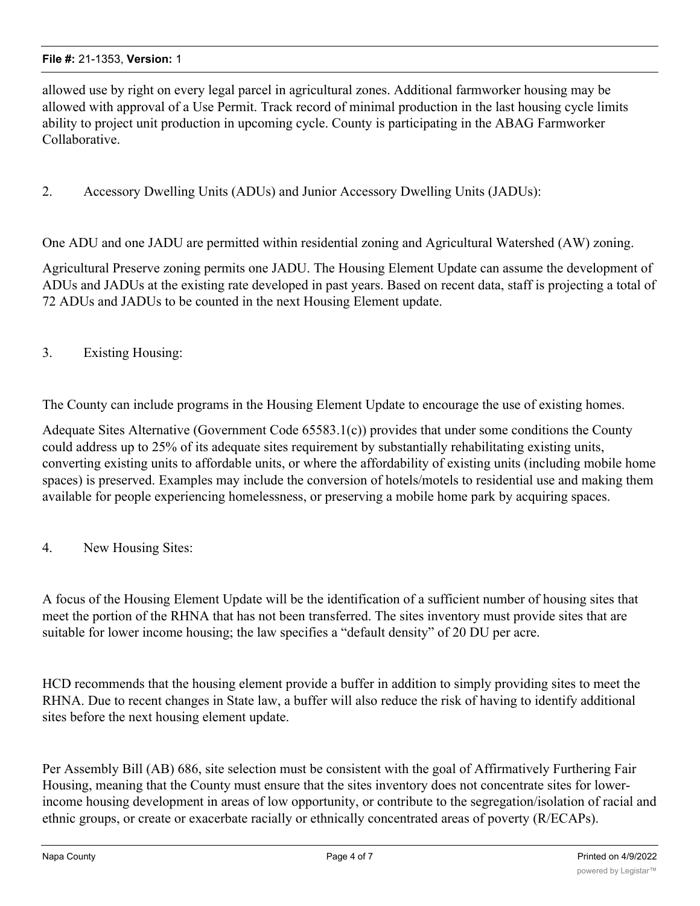allowed use by right on every legal parcel in agricultural zones. Additional farmworker housing may be allowed with approval of a Use Permit. Track record of minimal production in the last housing cycle limits ability to project unit production in upcoming cycle. County is participating in the ABAG Farmworker Collaborative.

2. Accessory Dwelling Units (ADUs) and Junior Accessory Dwelling Units (JADUs):

One ADU and one JADU are permitted within residential zoning and Agricultural Watershed (AW) zoning.

Agricultural Preserve zoning permits one JADU. The Housing Element Update can assume the development of ADUs and JADUs at the existing rate developed in past years. Based on recent data, staff is projecting a total of 72 ADUs and JADUs to be counted in the next Housing Element update.

3. Existing Housing:

The County can include programs in the Housing Element Update to encourage the use of existing homes.

Adequate Sites Alternative (Government Code 65583.1(c)) provides that under some conditions the County could address up to 25% of its adequate sites requirement by substantially rehabilitating existing units, converting existing units to affordable units, or where the affordability of existing units (including mobile home spaces) is preserved. Examples may include the conversion of hotels/motels to residential use and making them available for people experiencing homelessness, or preserving a mobile home park by acquiring spaces.

4. New Housing Sites:

A focus of the Housing Element Update will be the identification of a sufficient number of housing sites that meet the portion of the RHNA that has not been transferred. The sites inventory must provide sites that are suitable for lower income housing; the law specifies a "default density" of 20 DU per acre.

HCD recommends that the housing element provide a buffer in addition to simply providing sites to meet the RHNA. Due to recent changes in State law, a buffer will also reduce the risk of having to identify additional sites before the next housing element update.

Per Assembly Bill (AB) 686, site selection must be consistent with the goal of Affirmatively Furthering Fair Housing, meaning that the County must ensure that the sites inventory does not concentrate sites for lower-income housing development in areas of low opportunity, or contribute to the segregation/isolation of racial and ethnic groups, or create or exacerbate racially or ethnically concentrated areas of poverty (R/ECAPs).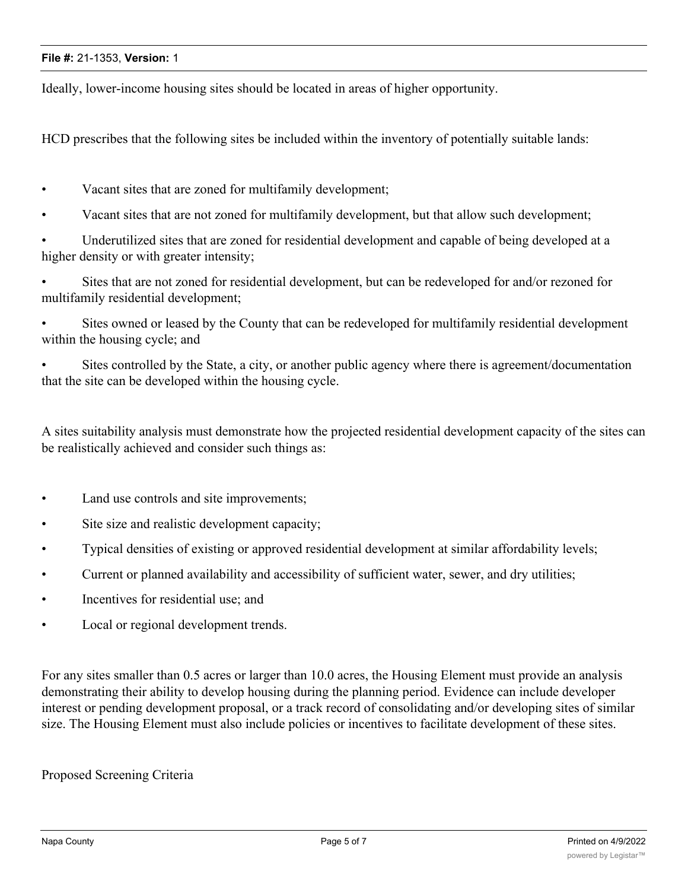Ideally, lower-income housing sites should be located in areas of higher opportunity.

HCD prescribes that the following sites be included within the inventory of potentially suitable lands:

- Vacant sites that are zoned for multifamily development;
- Vacant sites that are not zoned for multifamily development, but that allow such development;
- Underutilized sites that are zoned for residential development and capable of being developed at a higher density or with greater intensity;
- Sites that are not zoned for residential development, but can be redeveloped for and/or rezoned for multifamily residential development;
- Sites owned or leased by the County that can be redeveloped for multifamily residential development within the housing cycle; and
- Sites controlled by the State, a city, or another public agency where there is agreement/documentation that the site can be developed within the housing cycle.

A sites suitability analysis must demonstrate how the projected residential development capacity of the sites can be realistically achieved and consider such things as:

- Land use controls and site improvements;
- Site size and realistic development capacity;
- Typical densities of existing or approved residential development at similar affordability levels;
- Current or planned availability and accessibility of sufficient water, sewer, and dry utilities;
- Incentives for residential use; and
- Local or regional development trends.

For any sites smaller than 0.5 acres or larger than 10.0 acres, the Housing Element must provide an analysis demonstrating their ability to develop housing during the planning period. Evidence can include developer interest or pending development proposal, or a track record of consolidating and/or developing sites of similar size. The Housing Element must also include policies or incentives to facilitate development of these sites.

Proposed Screening Criteria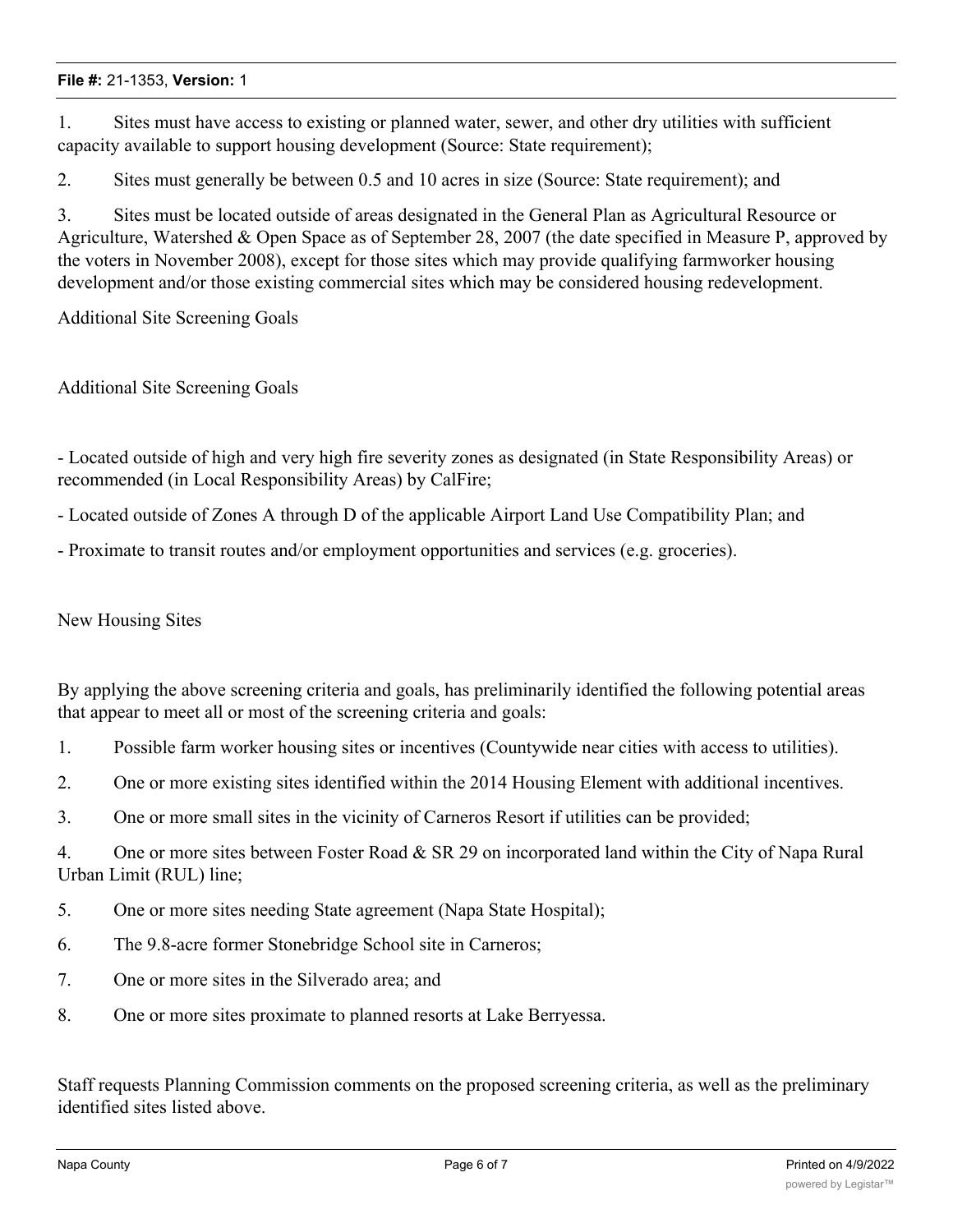1. Sites must have access to existing or planned water, sewer, and other dry utilities with sufficient capacity available to support housing development (Source: State requirement);

2. Sites must generally be between 0.5 and 10 acres in size (Source: State requirement); and

3. Sites must be located outside of areas designated in the General Plan as Agricultural Resource or Agriculture, Watershed & Open Space as of September 28, 2007 (the date specified in Measure P, approved by the voters in November 2008), except for those sites which may provide qualifying farmworker housing development and/or those existing commercial sites which may be considered housing redevelopment.

Additional Site Screening Goals

Additional Site Screening Goals

- Located outside of high and very high fire severity zones as designated (in State Responsibility Areas) or recommended (in Local Responsibility Areas) by CalFire;
- Located outside of Zones A through D of the applicable Airport Land Use Compatibility Plan; and
- Proximate to transit routes and/or employment opportunities and services (e.g. groceries).

New Housing Sites

By applying the above screening criteria and goals, has preliminarily identified the following potential areas that appear to meet all or most of the screening criteria and goals:

1. Possible farm worker housing sites or incentives (Countywide near cities with access to utilities).
2. One or more existing sites identified within the 2014 Housing Element with additional incentives.
3. One or more small sites in the vicinity of Carneros Resort if utilities can be provided;
4. One or more sites between Foster Road & SR 29 on incorporated land within the City of Napa Rural Urban Limit (RUL) line;
5. One or more sites needing State agreement (Napa State Hospital);
6. The 9.8-acre former Stonebridge School site in Carneros;
7. One or more sites in the Silverado area; and
8. One or more sites proximate to planned resorts at Lake Berryessa.

Staff requests Planning Commission comments on the proposed screening criteria, as well as the preliminary identified sites listed above.